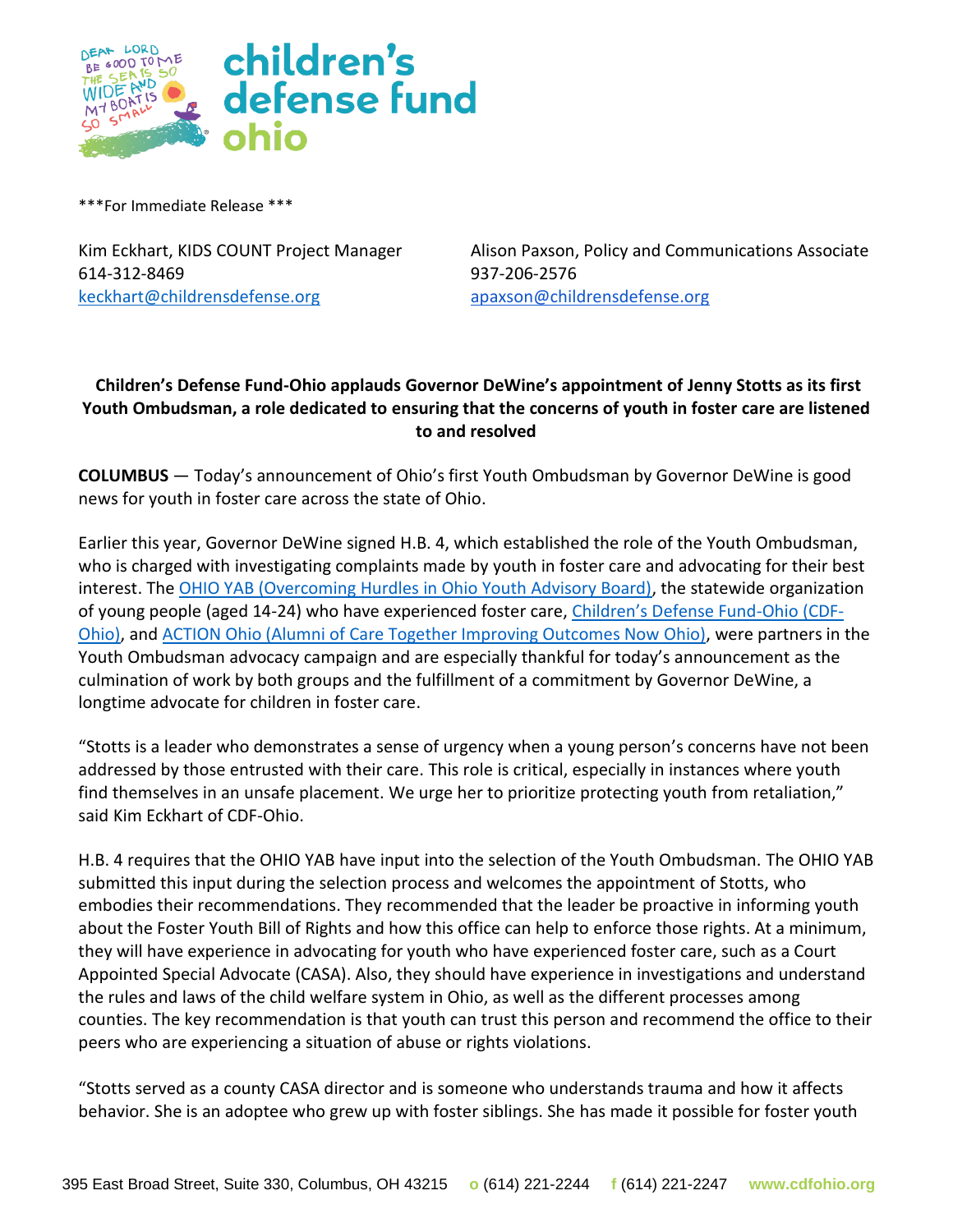***For Immediate Release ***

Kim Eckhart, KIDS COUNT Project Manager
614-312-8469
keckhart@childrensdefense.org

Alison Paxson, Policy and Communications Associate
937-206-2576
apaxson@childrensdefense.org

**Children's Defense Fund-Ohio applauds Governor DeWine's appointment of Jenny Stotts as its first Youth Ombudsman, a role dedicated to ensuring that the concerns of youth in foster care are listened to and resolved**

**COLUMBUS** — Today's announcement of Ohio's first Youth Ombudsman by Governor DeWine is good news for youth in foster care across the state of Ohio.

Earlier this year, Governor DeWine signed H.B. 4, which established the role of the Youth Ombudsman, who is charged with investigating complaints made by youth in foster care and advocating for their best interest. The OHIO YAB (Overcoming Hurdles in Ohio Youth Advisory Board), the statewide organization of young people (aged 14-24) who have experienced foster care, Children's Defense Fund-Ohio (CDF-Ohio), and ACTION Ohio (Alumni of Care Together Improving Outcomes Now Ohio), were partners in the Youth Ombudsman advocacy campaign and are especially thankful for today's announcement as the culmination of work by both groups and the fulfillment of a commitment by Governor DeWine, a longtime advocate for children in foster care.

"Stotts is a leader who demonstrates a sense of urgency when a young person's concerns have not been addressed by those entrusted with their care. This role is critical, especially in instances where youth find themselves in an unsafe placement. We urge her to prioritize protecting youth from retaliation," said Kim Eckhart of CDF-Ohio.

H.B. 4 requires that the OHIO YAB have input into the selection of the Youth Ombudsman. The OHIO YAB submitted this input during the selection process and welcomes the appointment of Stotts, who embodies their recommendations. They recommended that the leader be proactive in informing youth about the Foster Youth Bill of Rights and how this office can help to enforce those rights. At a minimum, they will have experience in advocating for youth who have experienced foster care, such as a Court Appointed Special Advocate (CASA). Also, they should have experience in investigations and understand the rules and laws of the child welfare system in Ohio, as well as the different processes among counties. The key recommendation is that youth can trust this person and recommend the office to their peers who are experiencing a situation of abuse or rights violations.

"Stotts served as a county CASA director and is someone who understands trauma and how it affects behavior. She is an adoptee who grew up with foster siblings. She has made it possible for foster youth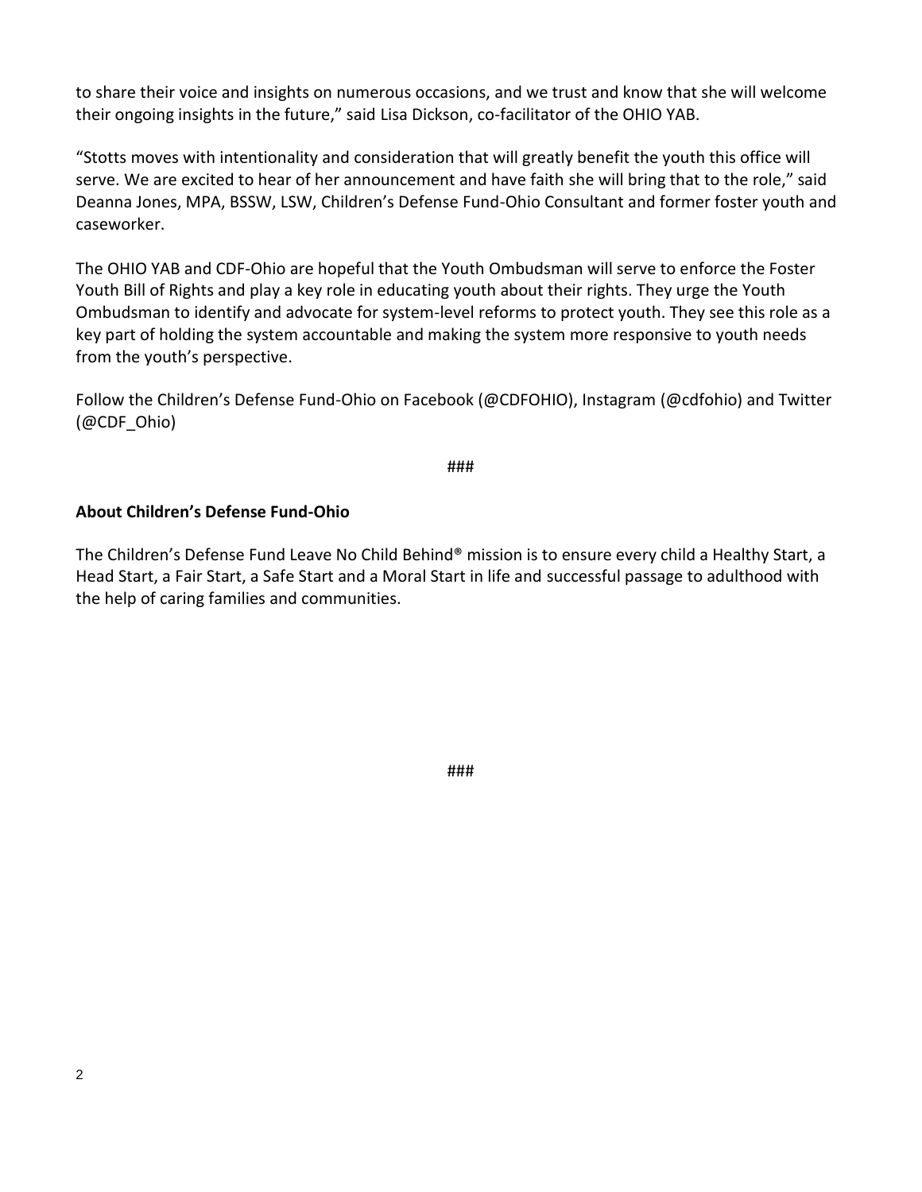to share their voice and insights on numerous occasions, and we trust and know that she will welcome their ongoing insights in the future," said Lisa Dickson, co-facilitator of the OHIO YAB.

"Stotts moves with intentionality and consideration that will greatly benefit the youth this office will serve. We are excited to hear of her announcement and have faith she will bring that to the role," said Deanna Jones, MPA, BSSW, LSW, Children's Defense Fund-Ohio Consultant and former foster youth and caseworker.

The OHIO YAB and CDF-Ohio are hopeful that the Youth Ombudsman will serve to enforce the Foster Youth Bill of Rights and play a key role in educating youth about their rights. They urge the Youth Ombudsman to identify and advocate for system-level reforms to protect youth. They see this role as a key part of holding the system accountable and making the system more responsive to youth needs from the youth's perspective.

Follow the Children's Defense Fund-Ohio on Facebook (@CDFOHIO), Instagram (@cdfohio) and Twitter (@CDF_Ohio)

###

**About Children's Defense Fund-Ohio**

The Children's Defense Fund Leave No Child Behind® mission is to ensure every child a Healthy Start, a Head Start, a Fair Start, a Safe Start and a Moral Start in life and successful passage to adulthood with the help of caring families and communities.

###